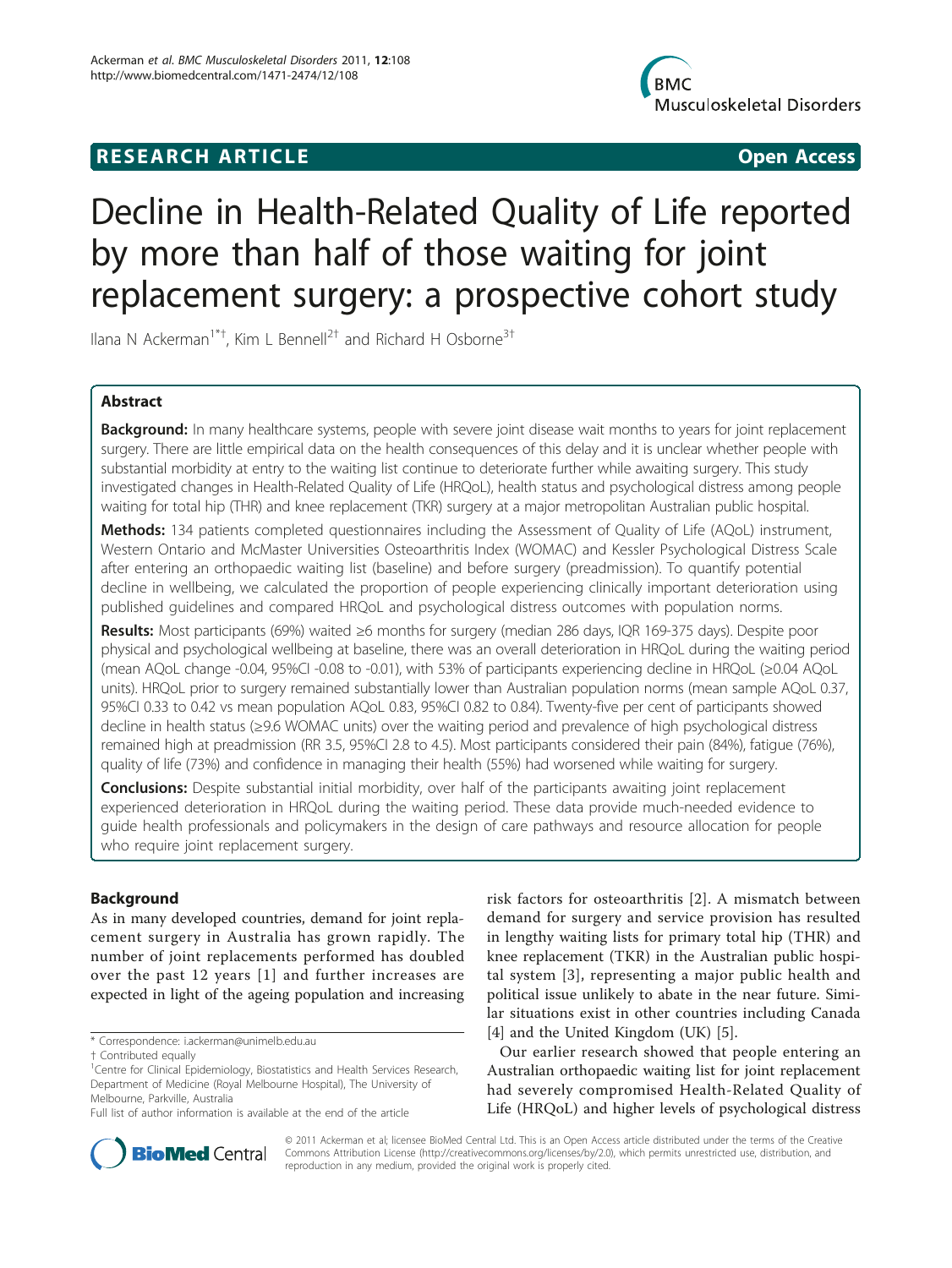**RESEARCH ARTICLE** **Open Access**

# Decline in Health-Related Quality of Life reported by more than half of those waiting for joint replacement surgery: a prospective cohort study

Ilana N Ackerman[1*†], Kim L Bennell[2†] and Richard H Osborne[3†]

## Abstract

**Background:** In many healthcare systems, people with severe joint disease wait months to years for joint replacement surgery. There are little empirical data on the health consequences of this delay and it is unclear whether people with substantial morbidity at entry to the waiting list continue to deteriorate further while awaiting surgery. This study investigated changes in Health-Related Quality of Life (HRQoL), health status and psychological distress among people waiting for total hip (THR) and knee replacement (TKR) surgery at a major metropolitan Australian public hospital.

**Methods:** 134 patients completed questionnaires including the Assessment of Quality of Life (AQoL) instrument, Western Ontario and McMaster Universities Osteoarthritis Index (WOMAC) and Kessler Psychological Distress Scale after entering an orthopaedic waiting list (baseline) and before surgery (preadmission). To quantify potential decline in wellbeing, we calculated the proportion of people experiencing clinically important deterioration using published guidelines and compared HRQoL and psychological distress outcomes with population norms.

**Results:** Most participants (69%) waited ≥6 months for surgery (median 286 days, IQR 169-375 days). Despite poor physical and psychological wellbeing at baseline, there was an overall deterioration in HRQoL during the waiting period (mean AQoL change -0.04, 95%CI -0.08 to -0.01), with 53% of participants experiencing decline in HRQoL (≥0.04 AQoL units). HRQoL prior to surgery remained substantially lower than Australian population norms (mean sample AQoL 0.37, 95%CI 0.33 to 0.42 vs mean population AQoL 0.83, 95%CI 0.82 to 0.84). Twenty-five per cent of participants showed decline in health status (≥9.6 WOMAC units) over the waiting period and prevalence of high psychological distress remained high at preadmission (RR 3.5, 95%CI 2.8 to 4.5). Most participants considered their pain (84%), fatigue (76%), quality of life (73%) and confidence in managing their health (55%) had worsened while waiting for surgery.

**Conclusions:** Despite substantial initial morbidity, over half of the participants awaiting joint replacement experienced deterioration in HRQoL during the waiting period. These data provide much-needed evidence to guide health professionals and policymakers in the design of care pathways and resource allocation for people who require joint replacement surgery.

## Background

As in many developed countries, demand for joint replacement surgery in Australia has grown rapidly. The number of joint replacements performed has doubled over the past 12 years [1] and further increases are expected in light of the ageing population and increasing risk factors for osteoarthritis [2]. A mismatch between demand for surgery and service provision has resulted in lengthy waiting lists for primary total hip (THR) and knee replacement (TKR) in the Australian public hospital system [3], representing a major public health and political issue unlikely to abate in the near future. Similar situations exist in other countries including Canada [4] and the United Kingdom (UK) [5].

Our earlier research showed that people entering an Australian orthopaedic waiting list for joint replacement had severely compromised Health-Related Quality of Life (HRQoL) and higher levels of psychological distress

\* Correspondence: i.ackerman@unimelb.edu.au
† Contributed equally
[1]Centre for Clinical Epidemiology, Biostatistics and Health Services Research, Department of Medicine (Royal Melbourne Hospital), The University of Melbourne, Parkville, Australia
Full list of author information is available at the end of the article

© 2011 Ackerman et al; licensee BioMed Central Ltd. This is an Open Access article distributed under the terms of the Creative Commons Attribution License (http://creativecommons.org/licenses/by/2.0), which permits unrestricted use, distribution, and reproduction in any medium, provided the original work is properly cited.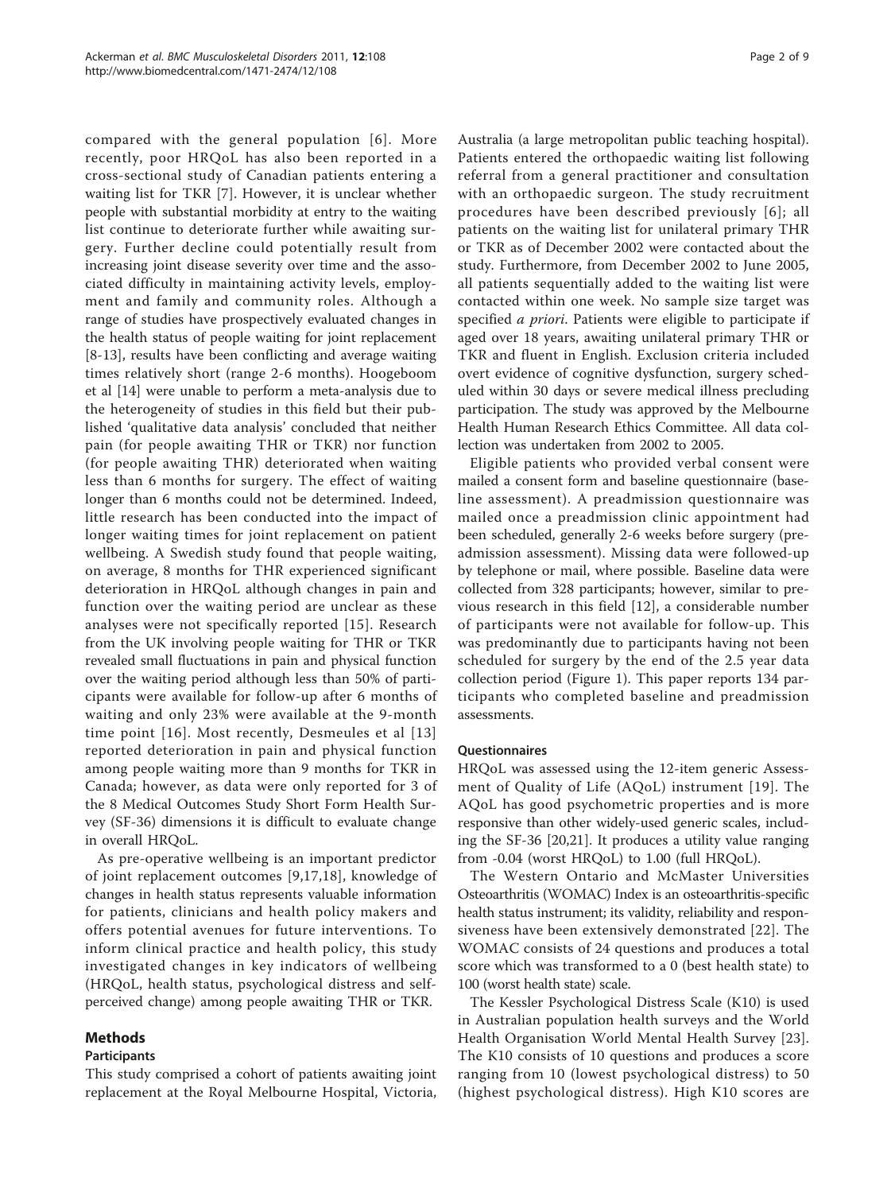compared with the general population [6]. More recently, poor HRQoL has also been reported in a cross-sectional study of Canadian patients entering a waiting list for TKR [7]. However, it is unclear whether people with substantial morbidity at entry to the waiting list continue to deteriorate further while awaiting surgery. Further decline could potentially result from increasing joint disease severity over time and the associated difficulty in maintaining activity levels, employment and family and community roles. Although a range of studies have prospectively evaluated changes in the health status of people waiting for joint replacement [8-13], results have been conflicting and average waiting times relatively short (range 2-6 months). Hoogeboom et al [14] were unable to perform a meta-analysis due to the heterogeneity of studies in this field but their published 'qualitative data analysis' concluded that neither pain (for people awaiting THR or TKR) nor function (for people awaiting THR) deteriorated when waiting less than 6 months for surgery. The effect of waiting longer than 6 months could not be determined. Indeed, little research has been conducted into the impact of longer waiting times for joint replacement on patient wellbeing. A Swedish study found that people waiting, on average, 8 months for THR experienced significant deterioration in HRQoL although changes in pain and function over the waiting period are unclear as these analyses were not specifically reported [15]. Research from the UK involving people waiting for THR or TKR revealed small fluctuations in pain and physical function over the waiting period although less than 50% of participants were available for follow-up after 6 months of waiting and only 23% were available at the 9-month time point [16]. Most recently, Desmeules et al [13] reported deterioration in pain and physical function among people waiting more than 9 months for TKR in Canada; however, as data were only reported for 3 of the 8 Medical Outcomes Study Short Form Health Survey (SF-36) dimensions it is difficult to evaluate change in overall HRQoL.

As pre-operative wellbeing is an important predictor of joint replacement outcomes [9,17,18], knowledge of changes in health status represents valuable information for patients, clinicians and health policy makers and offers potential avenues for future interventions. To inform clinical practice and health policy, this study investigated changes in key indicators of wellbeing (HRQoL, health status, psychological distress and self-perceived change) among people awaiting THR or TKR.

## Methods

### Participants

This study comprised a cohort of patients awaiting joint replacement at the Royal Melbourne Hospital, Victoria, Australia (a large metropolitan public teaching hospital). Patients entered the orthopaedic waiting list following referral from a general practitioner and consultation with an orthopaedic surgeon. The study recruitment procedures have been described previously [6]; all patients on the waiting list for unilateral primary THR or TKR as of December 2002 were contacted about the study. Furthermore, from December 2002 to June 2005, all patients sequentially added to the waiting list were contacted within one week. No sample size target was specified *a priori*. Patients were eligible to participate if aged over 18 years, awaiting unilateral primary THR or TKR and fluent in English. Exclusion criteria included overt evidence of cognitive dysfunction, surgery scheduled within 30 days or severe medical illness precluding participation. The study was approved by the Melbourne Health Human Research Ethics Committee. All data collection was undertaken from 2002 to 2005.

Eligible patients who provided verbal consent were mailed a consent form and baseline questionnaire (baseline assessment). A preadmission questionnaire was mailed once a preadmission clinic appointment had been scheduled, generally 2-6 weeks before surgery (preadmission assessment). Missing data were followed-up by telephone or mail, where possible. Baseline data were collected from 328 participants; however, similar to previous research in this field [12], a considerable number of participants were not available for follow-up. This was predominantly due to participants having not been scheduled for surgery by the end of the 2.5 year data collection period (Figure 1). This paper reports 134 participants who completed baseline and preadmission assessments.

### Questionnaires

HRQoL was assessed using the 12-item generic Assessment of Quality of Life (AQoL) instrument [19]. The AQoL has good psychometric properties and is more responsive than other widely-used generic scales, including the SF-36 [20,21]. It produces a utility value ranging from -0.04 (worst HRQoL) to 1.00 (full HRQoL).

The Western Ontario and McMaster Universities Osteoarthritis (WOMAC) Index is an osteoarthritis-specific health status instrument; its validity, reliability and responsiveness have been extensively demonstrated [22]. The WOMAC consists of 24 questions and produces a total score which was transformed to a 0 (best health state) to 100 (worst health state) scale.

The Kessler Psychological Distress Scale (K10) is used in Australian population health surveys and the World Health Organisation World Mental Health Survey [23]. The K10 consists of 10 questions and produces a score ranging from 10 (lowest psychological distress) to 50 (highest psychological distress). High K10 scores are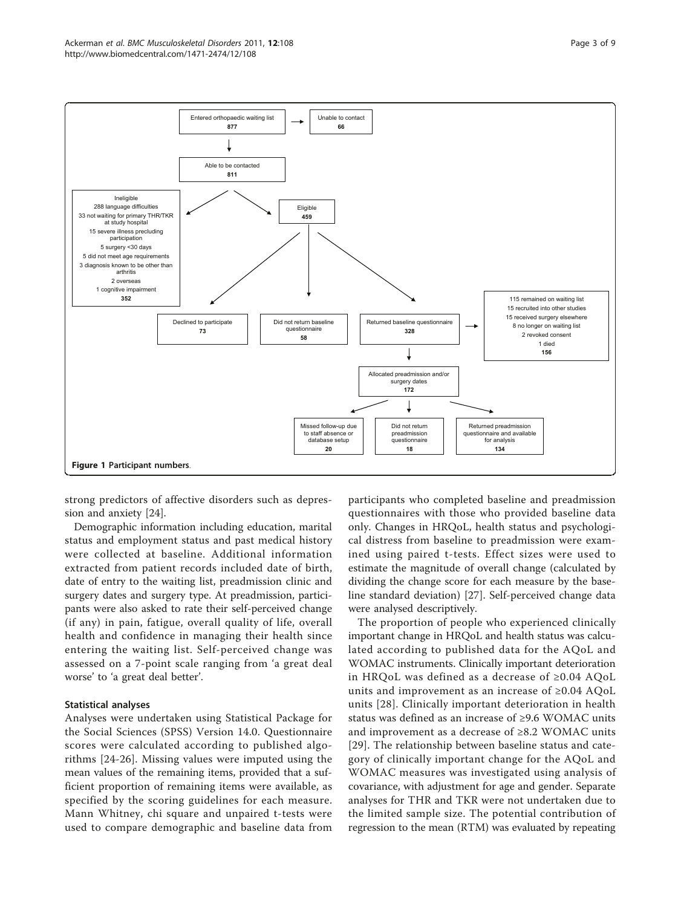Entered orthopaedic waiting list
**877**

Unable to contact
**66**

Able to be contacted
**811**

Ineligible
288 language difficulties
33 not waiting for primary THR/TKR at study hospital
15 severe illness precluding participation
5 surgery <30 days
5 did not meet age requirements
3 diagnosis known to be other than arthritis
2 overseas
1 cognitive impairment
**352**

Eligible
**459**

Declined to participate
**73**

Did not return baseline questionnaire
**58**

Returned baseline questionnaire
**328**

115 remained on waiting list
15 recruited into other studies
15 received surgery elsewhere
8 no longer on waiting list
2 revoked consent
1 died
**156**

Allocated preadmission and/or surgery dates
**172**

Missed follow-up due to staff absence or database setup
**20**

Did not return preadmission questionnaire
**18**

Returned preadmission questionnaire and available for analysis
**134**

**Figure 1 Participant numbers**.

strong predictors of affective disorders such as depression and anxiety [24].

Demographic information including education, marital status and employment status and past medical history were collected at baseline. Additional information extracted from patient records included date of birth, date of entry to the waiting list, preadmission clinic and surgery dates and surgery type. At preadmission, participants were also asked to rate their self-perceived change (if any) in pain, fatigue, overall quality of life, overall health and confidence in managing their health since entering the waiting list. Self-perceived change was assessed on a 7-point scale ranging from 'a great deal worse' to 'a great deal better'.

### Statistical analyses

Analyses were undertaken using Statistical Package for the Social Sciences (SPSS) Version 14.0. Questionnaire scores were calculated according to published algorithms [24-26]. Missing values were imputed using the mean values of the remaining items, provided that a sufficient proportion of remaining items were available, as specified by the scoring guidelines for each measure. Mann Whitney, chi square and unpaired t-tests were used to compare demographic and baseline data from participants who completed baseline and preadmission questionnaires with those who provided baseline data only. Changes in HRQoL, health status and psychological distress from baseline to preadmission were examined using paired t-tests. Effect sizes were used to estimate the magnitude of overall change (calculated by dividing the change score for each measure by the baseline standard deviation) [27]. Self-perceived change data were analysed descriptively.

The proportion of people who experienced clinically important change in HRQoL and health status was calculated according to published data for the AQoL and WOMAC instruments. Clinically important deterioration in HRQoL was defined as a decrease of ≥0.04 AQoL units and improvement as an increase of ≥0.04 AQoL units [28]. Clinically important deterioration in health status was defined as an increase of ≥9.6 WOMAC units and improvement as a decrease of ≥8.2 WOMAC units [29]. The relationship between baseline status and category of clinically important change for the AQoL and WOMAC measures was investigated using analysis of covariance, with adjustment for age and gender. Separate analyses for THR and TKR were not undertaken due to the limited sample size. The potential contribution of regression to the mean (RTM) was evaluated by repeating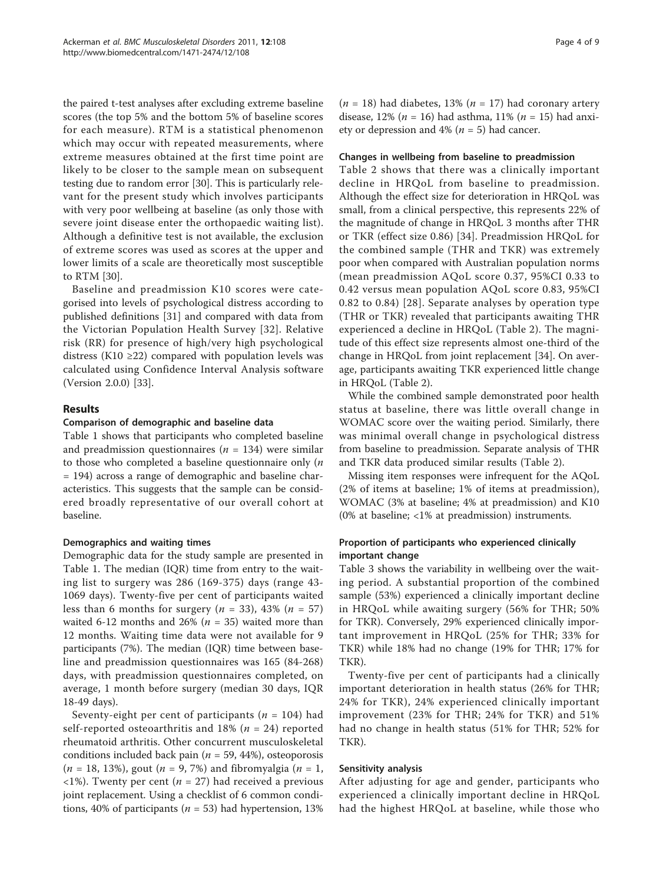the paired t-test analyses after excluding extreme baseline scores (the top 5% and the bottom 5% of baseline scores for each measure). RTM is a statistical phenomenon which may occur with repeated measurements, where extreme measures obtained at the first time point are likely to be closer to the sample mean on subsequent testing due to random error [30]. This is particularly relevant for the present study which involves participants with very poor wellbeing at baseline (as only those with severe joint disease enter the orthopaedic waiting list). Although a definitive test is not available, the exclusion of extreme scores was used as scores at the upper and lower limits of a scale are theoretically most susceptible to RTM [30].

Baseline and preadmission K10 scores were categorised into levels of psychological distress according to published definitions [31] and compared with data from the Victorian Population Health Survey [32]. Relative risk (RR) for presence of high/very high psychological distress (K10 ≥22) compared with population levels was calculated using Confidence Interval Analysis software (Version 2.0.0) [33].

## Results

### Comparison of demographic and baseline data

Table 1 shows that participants who completed baseline and preadmission questionnaires ($n$ = 134) were similar to those who completed a baseline questionnaire only ($n$ = 194) across a range of demographic and baseline characteristics. This suggests that the sample can be considered broadly representative of our overall cohort at baseline.

### Demographics and waiting times

Demographic data for the study sample are presented in Table 1. The median (IQR) time from entry to the waiting list to surgery was 286 (169-375) days (range 43-1069 days). Twenty-five per cent of participants waited less than 6 months for surgery ($n$ = 33), 43% ($n$ = 57) waited 6-12 months and 26% ($n$ = 35) waited more than 12 months. Waiting time data were not available for 9 participants (7%). The median (IQR) time between baseline and preadmission questionnaires was 165 (84-268) days, with preadmission questionnaires completed, on average, 1 month before surgery (median 30 days, IQR 18-49 days).

Seventy-eight per cent of participants ($n$ = 104) had self-reported osteoarthritis and 18% ($n$ = 24) reported rheumatoid arthritis. Other concurrent musculoskeletal conditions included back pain ($n$ = 59, 44%), osteoporosis ($n$ = 18, 13%), gout ($n$ = 9, 7%) and fibromyalgia ($n$ = 1, <1%). Twenty per cent ($n$ = 27) had received a previous joint replacement. Using a checklist of 6 common conditions, 40% of participants ($n$ = 53) had hypertension, 13% ($n$ = 18) had diabetes, 13% ($n$ = 17) had coronary artery disease, 12% ($n$ = 16) had asthma, 11% ($n$ = 15) had anxiety or depression and 4% ($n$ = 5) had cancer.

### Changes in wellbeing from baseline to preadmission

Table 2 shows that there was a clinically important decline in HRQoL from baseline to preadmission. Although the effect size for deterioration in HRQoL was small, from a clinical perspective, this represents 22% of the magnitude of change in HRQoL 3 months after THR or TKR (effect size 0.86) [34]. Preadmission HRQoL for the combined sample (THR and TKR) was extremely poor when compared with Australian population norms (mean preadmission AQoL score 0.37, 95%CI 0.33 to 0.42 versus mean population AQoL score 0.83, 95%CI 0.82 to 0.84) [28]. Separate analyses by operation type (THR or TKR) revealed that participants awaiting THR experienced a decline in HRQoL (Table 2). The magnitude of this effect size represents almost one-third of the change in HRQoL from joint replacement [34]. On average, participants awaiting TKR experienced little change in HRQoL (Table 2).

While the combined sample demonstrated poor health status at baseline, there was little overall change in WOMAC score over the waiting period. Similarly, there was minimal overall change in psychological distress from baseline to preadmission. Separate analysis of THR and TKR data produced similar results (Table 2).

Missing item responses were infrequent for the AQoL (2% of items at baseline; 1% of items at preadmission), WOMAC (3% at baseline; 4% at preadmission) and K10 (0% at baseline; <1% at preadmission) instruments.

### Proportion of participants who experienced clinically important change

Table 3 shows the variability in wellbeing over the waiting period. A substantial proportion of the combined sample (53%) experienced a clinically important decline in HRQoL while awaiting surgery (56% for THR; 50% for TKR). Conversely, 29% experienced clinically important improvement in HRQoL (25% for THR; 33% for TKR) while 18% had no change (19% for THR; 17% for TKR).

Twenty-five per cent of participants had a clinically important deterioration in health status (26% for THR; 24% for TKR), 24% experienced clinically important improvement (23% for THR; 24% for TKR) and 51% had no change in health status (51% for THR; 52% for TKR).

### Sensitivity analysis

After adjusting for age and gender, participants who experienced a clinically important decline in HRQoL had the highest HRQoL at baseline, while those who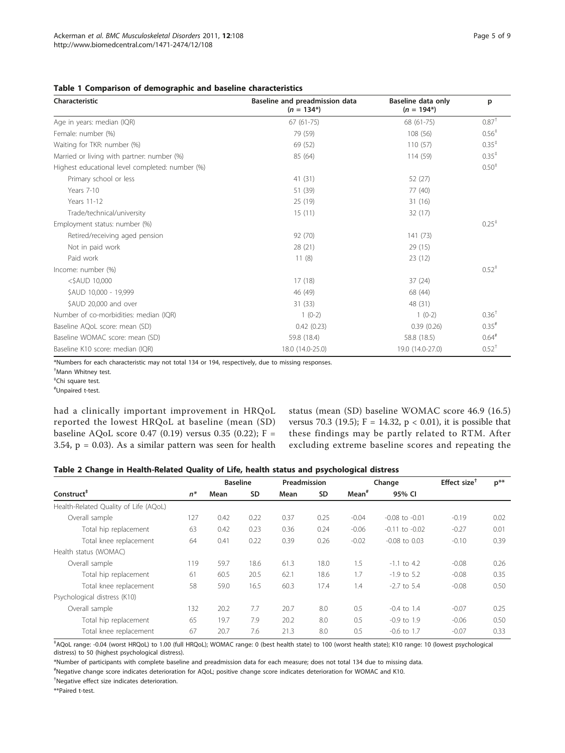**Table 1 Comparison of demographic and baseline characteristics**

| Characteristic | Baseline and preadmission data ($n$ = 134*) | Baseline data only ($n$ = 194*) | p |
|---|---|---|---|
| Age in years: median (IQR) | 67 (61-75) | 68 (61-75) | 0.87[†] |
| Female: number (%) | 79 (59) | 108 (56) | 0.56[‡] |
| Waiting for TKR: number (%) | 69 (52) | 110 (57) | 0.35[‡] |
| Married or living with partner: number (%) | 85 (64) | 114 (59) | 0.35[‡] |
| Highest educational level completed: number (%) | | | 0.50[‡] |
| Primary school or less | 41 (31) | 52 (27) | |
| Years 7-10 | 51 (39) | 77 (40) | |
| Years 11-12 | 25 (19) | 31 (16) | |
| Trade/technical/university | 15 (11) | 32 (17) | |
| Employment status: number (%) | | | 0.25[‡] |
| Retired/receiving aged pension | 92 (70) | 141 (73) | |
| Not in paid work | 28 (21) | 29 (15) | |
| Paid work | 11 (8) | 23 (12) | |
| Income: number (%) | | | 0.52[‡] |
| <$AUD 10,000 | 17 (18) | 37 (24) | |
| $AUD 10,000 - 19,999 | 46 (49) | 68 (44) | |
| $AUD 20,000 and over | 31 (33) | 48 (31) | |
| Number of co-morbidities: median (IQR) | 1 (0-2) | 1 (0-2) | 0.36[†] |
| Baseline AQoL score: mean (SD) | 0.42 (0.23) | 0.39 (0.26) | 0.35[#] |
| Baseline WOMAC score: mean (SD) | 59.8 (18.4) | 58.8 (18.5) | 0.64[#] |
| Baseline K10 score: median (IQR) | 18.0 (14.0-25.0) | 19.0 (14.0-27.0) | 0.52[†] |

*Numbers for each characteristic may not total 134 or 194, respectively, due to missing responses.

[†]Mann Whitney test.

[‡]Chi square test.

[#]Unpaired t-test.

had a clinically important improvement in HRQoL reported the lowest HRQoL at baseline (mean (SD) baseline AQoL score 0.47 (0.19) versus 0.35 (0.22); $F = 3.54$, $p = 0.03$). As a similar pattern was seen for health status (mean (SD) baseline WOMAC score 46.9 (16.5) versus 70.3 (19.5); $F = 14.32$, $p < 0.01$), it is possible that these findings may be partly related to RTM. After excluding extreme baseline scores and repeating the

**Table 2 Change in Health-Related Quality of Life, health status and psychological distress**

| Construct[‡] | $n$* | Baseline | | Preadmission | | Change | | Effect size[†] | p** |
|---|---|---|---|---|---|---|---|---|---|
| | | Mean | SD | Mean | SD | Mean[#] | 95% CI | | |
| Health-Related Quality of Life (AQoL) | | | | | | | | | |
| Overall sample | 127 | 0.42 | 0.22 | 0.37 | 0.25 | -0.04 | -0.08 to -0.01 | -0.19 | 0.02 |
| Total hip replacement | 63 | 0.42 | 0.23 | 0.36 | 0.24 | -0.06 | -0.11 to -0.02 | -0.27 | 0.01 |
| Total knee replacement | 64 | 0.41 | 0.22 | 0.39 | 0.26 | -0.02 | -0.08 to 0.03 | -0.10 | 0.39 |
| Health status (WOMAC) | | | | | | | | | |
| Overall sample | 119 | 59.7 | 18.6 | 61.3 | 18.0 | 1.5 | -1.1 to 4.2 | -0.08 | 0.26 |
| Total hip replacement | 61 | 60.5 | 20.5 | 62.1 | 18.6 | 1.7 | -1.9 to 5.2 | -0.08 | 0.35 |
| Total knee replacement | 58 | 59.0 | 16.5 | 60.3 | 17.4 | 1.4 | -2.7 to 5.4 | -0.08 | 0.50 |
| Psychological distress (K10) | | | | | | | | | |
| Overall sample | 132 | 20.2 | 7.7 | 20.7 | 8.0 | 0.5 | -0.4 to 1.4 | -0.07 | 0.25 |
| Total hip replacement | 65 | 19.7 | 7.9 | 20.2 | 8.0 | 0.5 | -0.9 to 1.9 | -0.06 | 0.50 |
| Total knee replacement | 67 | 20.7 | 7.6 | 21.3 | 8.0 | 0.5 | -0.6 to 1.7 | -0.07 | 0.33 |

[‡]AQoL range: -0.04 (worst HRQoL) to 1.00 (full HRQoL); WOMAC range: 0 (best health state) to 100 (worst health state); K10 range: 10 (lowest psychological distress) to 50 (highest psychological distress).

*Number of participants with complete baseline and preadmission data for each measure; does not total 134 due to missing data.

[#]Negative change score indicates deterioration for AQoL; positive change score indicates deterioration for WOMAC and K10.

[†]Negative effect size indicates deterioration.

**Paired t-test.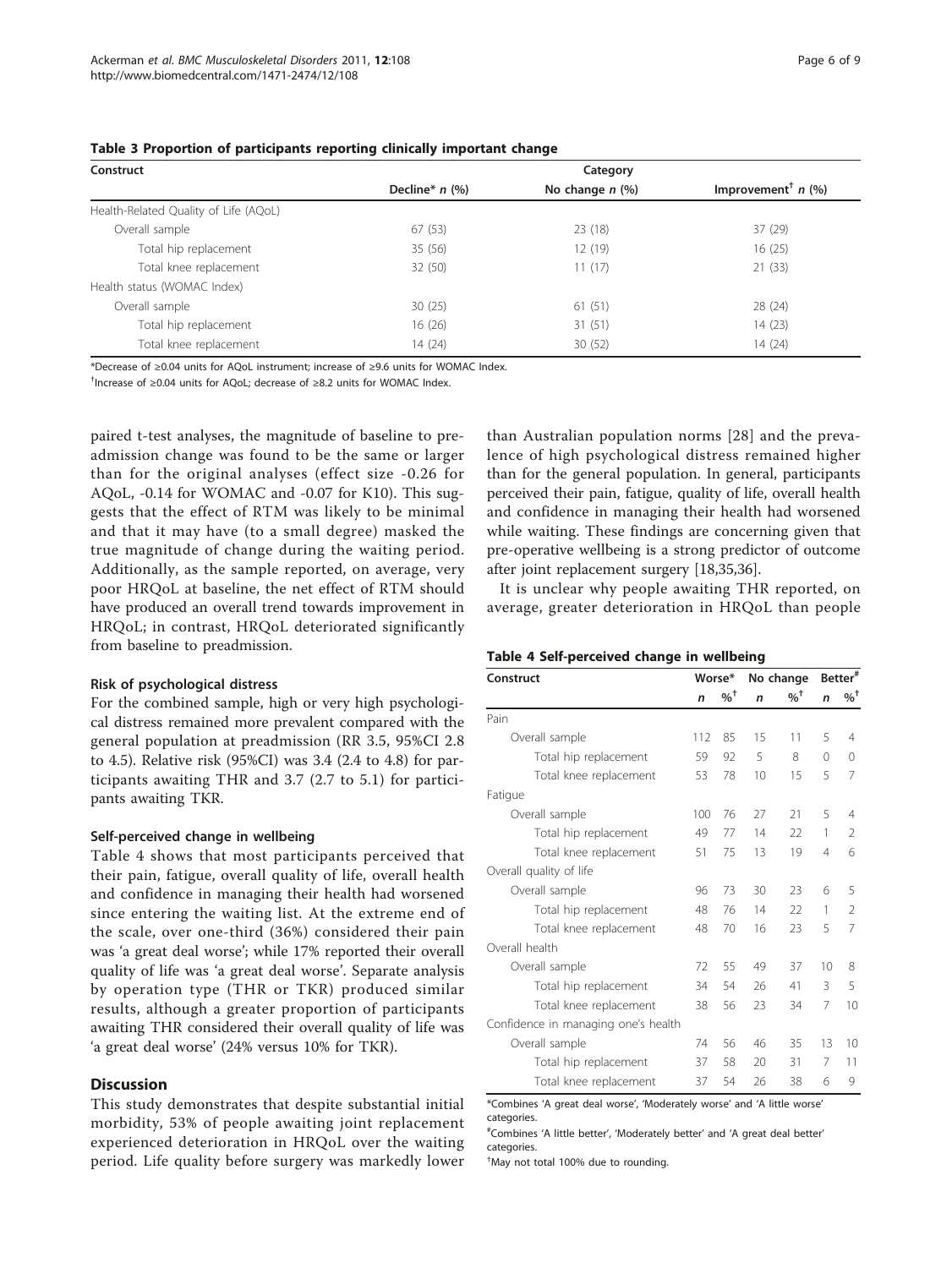**Table 3 Proportion of participants reporting clinically important change**

| Construct | Category | | |
|---|---|---|---|
| | Decline* *n* (%) | No change *n* (%) | Improvement† *n* (%) |
| Health-Related Quality of Life (AQoL) | | | |
| Overall sample | 67 (53) | 23 (18) | 37 (29) |
| Total hip replacement | 35 (56) | 12 (19) | 16 (25) |
| Total knee replacement | 32 (50) | 11 (17) | 21 (33) |
| Health status (WOMAC Index) | | | |
| Overall sample | 30 (25) | 61 (51) | 28 (24) |
| Total hip replacement | 16 (26) | 31 (51) | 14 (23) |
| Total knee replacement | 14 (24) | 30 (52) | 14 (24) |

*Decrease of ≥0.04 units for AQoL instrument; increase of ≥9.6 units for WOMAC Index.

†Increase of ≥0.04 units for AQoL; decrease of ≥8.2 units for WOMAC Index.

paired t-test analyses, the magnitude of baseline to preadmission change was found to be the same or larger than for the original analyses (effect size -0.26 for AQoL, -0.14 for WOMAC and -0.07 for K10). This suggests that the effect of RTM was likely to be minimal and that it may have (to a small degree) masked the true magnitude of change during the waiting period. Additionally, as the sample reported, on average, very poor HRQoL at baseline, the net effect of RTM should have produced an overall trend towards improvement in HRQoL; in contrast, HRQoL deteriorated significantly from baseline to preadmission.

#### Risk of psychological distress

For the combined sample, high or very high psychological distress remained more prevalent compared with the general population at preadmission (RR 3.5, 95%CI 2.8 to 4.5). Relative risk (95%CI) was 3.4 (2.4 to 4.8) for participants awaiting THR and 3.7 (2.7 to 5.1) for participants awaiting TKR.

#### Self-perceived change in wellbeing

Table 4 shows that most participants perceived that their pain, fatigue, overall quality of life, overall health and confidence in managing their health had worsened since entering the waiting list. At the extreme end of the scale, over one-third (36%) considered their pain was 'a great deal worse'; while 17% reported their overall quality of life was 'a great deal worse'. Separate analysis by operation type (THR or TKR) produced similar results, although a greater proportion of participants awaiting THR considered their overall quality of life was 'a great deal worse' (24% versus 10% for TKR).

## Discussion

This study demonstrates that despite substantial initial morbidity, 53% of people awaiting joint replacement experienced deterioration in HRQoL over the waiting period. Life quality before surgery was markedly lower than Australian population norms [28] and the prevalence of high psychological distress remained higher than for the general population. In general, participants perceived their pain, fatigue, quality of life, overall health and confidence in managing their health had worsened while waiting. These findings are concerning given that pre-operative wellbeing is a strong predictor of outcome after joint replacement surgery [18,35,36].

It is unclear why people awaiting THR reported, on average, greater deterioration in HRQoL than people

**Table 4 Self-perceived change in wellbeing**

| Construct | Worse* | | No change | | Better# | |
|---|---|---|---|---|---|---|
| | *n* | %† | *n* | %† | *n* | %† |
| Pain | | | | | | |
| Overall sample | 112 | 85 | 15 | 11 | 5 | 4 |
| Total hip replacement | 59 | 92 | 5 | 8 | 0 | 0 |
| Total knee replacement | 53 | 78 | 10 | 15 | 5 | 7 |
| Fatigue | | | | | | |
| Overall sample | 100 | 76 | 27 | 21 | 5 | 4 |
| Total hip replacement | 49 | 77 | 14 | 22 | 1 | 2 |
| Total knee replacement | 51 | 75 | 13 | 19 | 4 | 6 |
| Overall quality of life | | | | | | |
| Overall sample | 96 | 73 | 30 | 23 | 6 | 5 |
| Total hip replacement | 48 | 76 | 14 | 22 | 1 | 2 |
| Total knee replacement | 48 | 70 | 16 | 23 | 5 | 7 |
| Overall health | | | | | | |
| Overall sample | 72 | 55 | 49 | 37 | 10 | 8 |
| Total hip replacement | 34 | 54 | 26 | 41 | 3 | 5 |
| Total knee replacement | 38 | 56 | 23 | 34 | 7 | 10 |
| Confidence in managing one's health | | | | | | |
| Overall sample | 74 | 56 | 46 | 35 | 13 | 10 |
| Total hip replacement | 37 | 58 | 20 | 31 | 7 | 11 |
| Total knee replacement | 37 | 54 | 26 | 38 | 6 | 9 |

*Combines 'A great deal worse', 'Moderately worse' and 'A little worse' categories.

#Combines 'A little better', 'Moderately better' and 'A great deal better' categories.

†May not total 100% due to rounding.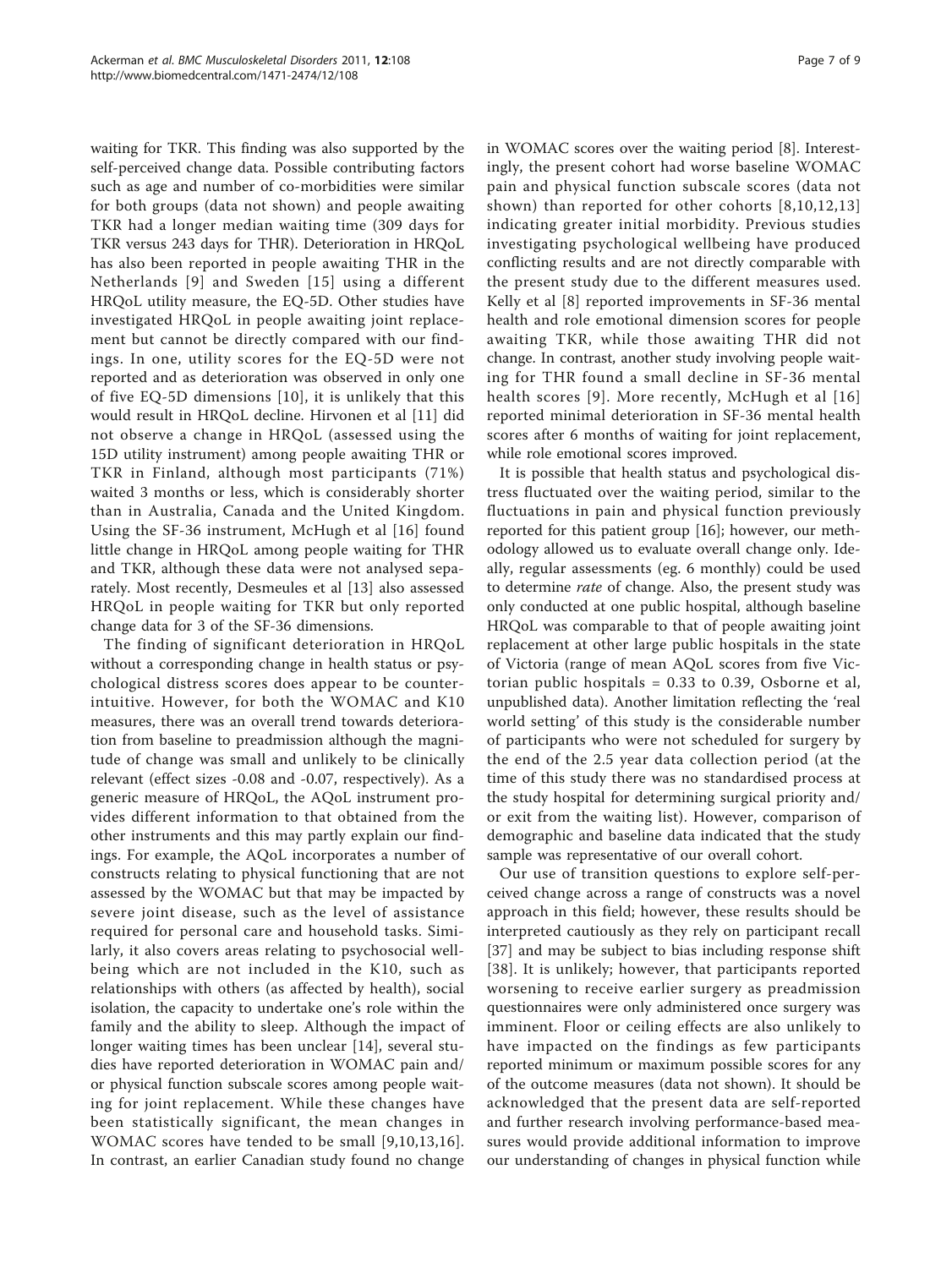waiting for TKR. This finding was also supported by the self-perceived change data. Possible contributing factors such as age and number of co-morbidities were similar for both groups (data not shown) and people awaiting TKR had a longer median waiting time (309 days for TKR versus 243 days for THR). Deterioration in HRQoL has also been reported in people awaiting THR in the Netherlands [9] and Sweden [15] using a different HRQoL utility measure, the EQ-5D. Other studies have investigated HRQoL in people awaiting joint replacement but cannot be directly compared with our findings. In one, utility scores for the EQ-5D were not reported and as deterioration was observed in only one of five EQ-5D dimensions [10], it is unlikely that this would result in HRQoL decline. Hirvonen et al [11] did not observe a change in HRQoL (assessed using the 15D utility instrument) among people awaiting THR or TKR in Finland, although most participants (71%) waited 3 months or less, which is considerably shorter than in Australia, Canada and the United Kingdom. Using the SF-36 instrument, McHugh et al [16] found little change in HRQoL among people waiting for THR and TKR, although these data were not analysed separately. Most recently, Desmeules et al [13] also assessed HRQoL in people waiting for TKR but only reported change data for 3 of the SF-36 dimensions.

The finding of significant deterioration in HRQoL without a corresponding change in health status or psychological distress scores does appear to be counterintuitive. However, for both the WOMAC and K10 measures, there was an overall trend towards deterioration from baseline to preadmission although the magnitude of change was small and unlikely to be clinically relevant (effect sizes -0.08 and -0.07, respectively). As a generic measure of HRQoL, the AQoL instrument provides different information to that obtained from the other instruments and this may partly explain our findings. For example, the AQoL incorporates a number of constructs relating to physical functioning that are not assessed by the WOMAC but that may be impacted by severe joint disease, such as the level of assistance required for personal care and household tasks. Similarly, it also covers areas relating to psychosocial wellbeing which are not included in the K10, such as relationships with others (as affected by health), social isolation, the capacity to undertake one's role within the family and the ability to sleep. Although the impact of longer waiting times has been unclear [14], several studies have reported deterioration in WOMAC pain and/or physical function subscale scores among people waiting for joint replacement. While these changes have been statistically significant, the mean changes in WOMAC scores have tended to be small [9,10,13,16]. In contrast, an earlier Canadian study found no change in WOMAC scores over the waiting period [8]. Interestingly, the present cohort had worse baseline WOMAC pain and physical function subscale scores (data not shown) than reported for other cohorts [8,10,12,13] indicating greater initial morbidity. Previous studies investigating psychological wellbeing have produced conflicting results and are not directly comparable with the present study due to the different measures used. Kelly et al [8] reported improvements in SF-36 mental health and role emotional dimension scores for people awaiting TKR, while those awaiting THR did not change. In contrast, another study involving people waiting for THR found a small decline in SF-36 mental health scores [9]. More recently, McHugh et al [16] reported minimal deterioration in SF-36 mental health scores after 6 months of waiting for joint replacement, while role emotional scores improved.

It is possible that health status and psychological distress fluctuated over the waiting period, similar to the fluctuations in pain and physical function previously reported for this patient group [16]; however, our methodology allowed us to evaluate overall change only. Ideally, regular assessments (eg. 6 monthly) could be used to determine *rate* of change. Also, the present study was only conducted at one public hospital, although baseline HRQoL was comparable to that of people awaiting joint replacement at other large public hospitals in the state of Victoria (range of mean AQoL scores from five Victorian public hospitals = 0.33 to 0.39, Osborne et al, unpublished data). Another limitation reflecting the 'real world setting' of this study is the considerable number of participants who were not scheduled for surgery by the end of the 2.5 year data collection period (at the time of this study there was no standardised process at the study hospital for determining surgical priority and/or exit from the waiting list). However, comparison of demographic and baseline data indicated that the study sample was representative of our overall cohort.

Our use of transition questions to explore self-perceived change across a range of constructs was a novel approach in this field; however, these results should be interpreted cautiously as they rely on participant recall [37] and may be subject to bias including response shift [38]. It is unlikely; however, that participants reported worsening to receive earlier surgery as preadmission questionnaires were only administered once surgery was imminent. Floor or ceiling effects are also unlikely to have impacted on the findings as few participants reported minimum or maximum possible scores for any of the outcome measures (data not shown). It should be acknowledged that the present data are self-reported and further research involving performance-based measures would provide additional information to improve our understanding of changes in physical function while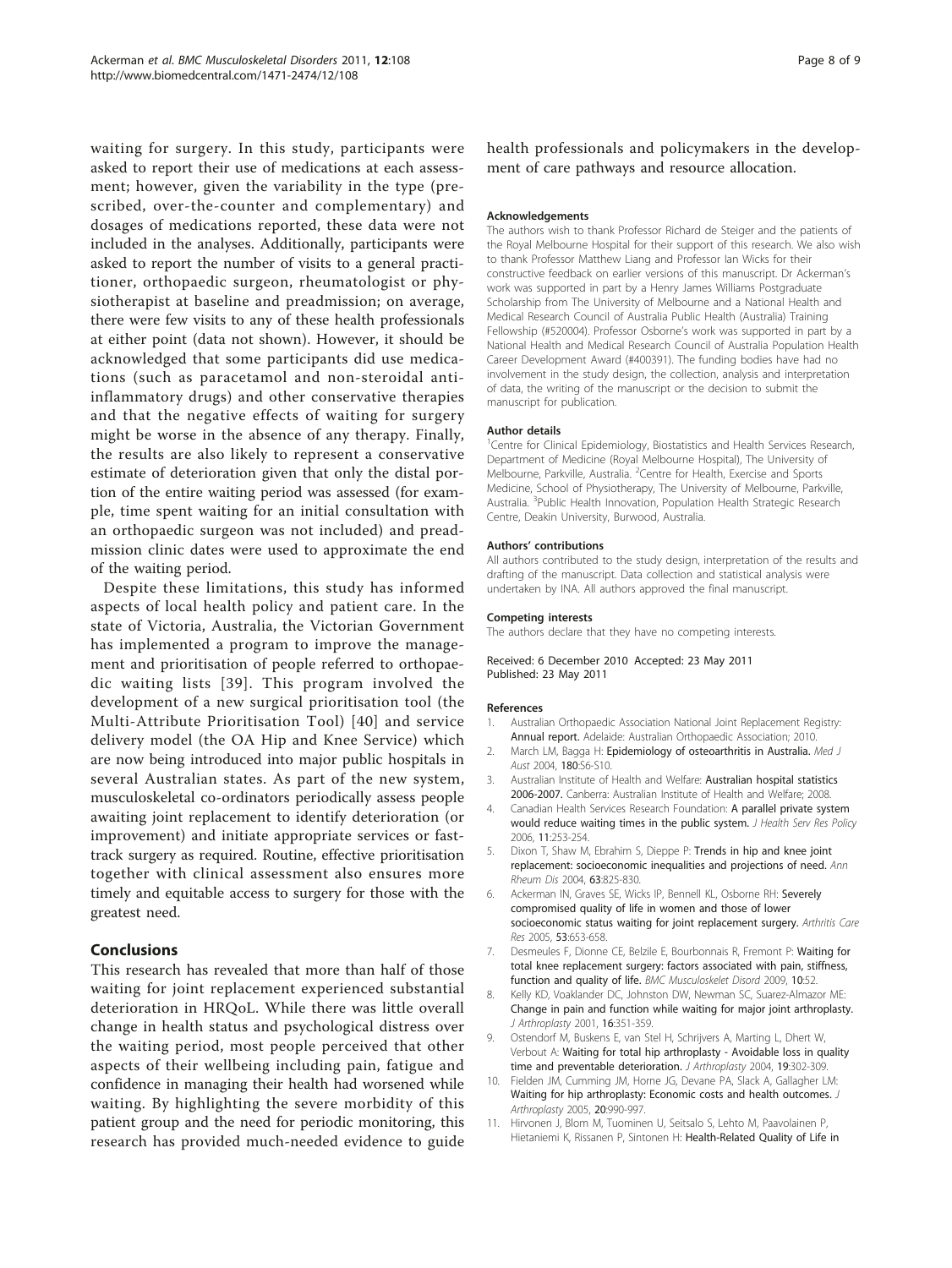waiting for surgery. In this study, participants were asked to report their use of medications at each assessment; however, given the variability in the type (prescribed, over-the-counter and complementary) and dosages of medications reported, these data were not included in the analyses. Additionally, participants were asked to report the number of visits to a general practitioner, orthopaedic surgeon, rheumatologist or physiotherapist at baseline and preadmission; on average, there were few visits to any of these health professionals at either point (data not shown). However, it should be acknowledged that some participants did use medications (such as paracetamol and non-steroidal anti-inflammatory drugs) and other conservative therapies and that the negative effects of waiting for surgery might be worse in the absence of any therapy. Finally, the results are also likely to represent a conservative estimate of deterioration given that only the distal portion of the entire waiting period was assessed (for example, time spent waiting for an initial consultation with an orthopaedic surgeon was not included) and preadmission clinic dates were used to approximate the end of the waiting period.

Despite these limitations, this study has informed aspects of local health policy and patient care. In the state of Victoria, Australia, the Victorian Government has implemented a program to improve the management and prioritisation of people referred to orthopaedic waiting lists [39]. This program involved the development of a new surgical prioritisation tool (the Multi-Attribute Prioritisation Tool) [40] and service delivery model (the OA Hip and Knee Service) which are now being introduced into major public hospitals in several Australian states. As part of the new system, musculoskeletal co-ordinators periodically assess people awaiting joint replacement to identify deterioration (or improvement) and initiate appropriate services or fast-track surgery as required. Routine, effective prioritisation together with clinical assessment also ensures more timely and equitable access to surgery for those with the greatest need.

## Conclusions

This research has revealed that more than half of those waiting for joint replacement experienced substantial deterioration in HRQoL. While there was little overall change in health status and psychological distress over the waiting period, most people perceived that other aspects of their wellbeing including pain, fatigue and confidence in managing their health had worsened while waiting. By highlighting the severe morbidity of this patient group and the need for periodic monitoring, this research has provided much-needed evidence to guide health professionals and policymakers in the development of care pathways and resource allocation.

#### Acknowledgements

The authors wish to thank Professor Richard de Steiger and the patients of the Royal Melbourne Hospital for their support of this research. We also wish to thank Professor Matthew Liang and Professor Ian Wicks for their constructive feedback on earlier versions of this manuscript. Dr Ackerman's work was supported in part by a Henry James Williams Postgraduate Scholarship from The University of Melbourne and a National Health and Medical Research Council of Australia Public Health (Australia) Training Fellowship (#520004). Professor Osborne's work was supported in part by a National Health and Medical Research Council of Australia Population Health Career Development Award (#400391). The funding bodies have had no involvement in the study design, the collection, analysis and interpretation of data, the writing of the manuscript or the decision to submit the manuscript for publication.

#### Author details

[1]Centre for Clinical Epidemiology, Biostatistics and Health Services Research, Department of Medicine (Royal Melbourne Hospital), The University of Melbourne, Parkville, Australia. [2]Centre for Health, Exercise and Sports Medicine, School of Physiotherapy, The University of Melbourne, Parkville, Australia. [3]Public Health Innovation, Population Health Strategic Research Centre, Deakin University, Burwood, Australia.

#### Authors' contributions

All authors contributed to the study design, interpretation of the results and drafting of the manuscript. Data collection and statistical analysis were undertaken by INA. All authors approved the final manuscript.

#### Competing interests

The authors declare that they have no competing interests.

Received: 6 December 2010 Accepted: 23 May 2011
Published: 23 May 2011

#### References

1. Australian Orthopaedic Association National Joint Replacement Registry: **Annual report.** Adelaide: Australian Orthopaedic Association; 2010.
2. March LM, Bagga H: **Epidemiology of osteoarthritis in Australia.** *Med J Aust* 2004, **180**:S6-S10.
3. Australian Institute of Health and Welfare: **Australian hospital statistics 2006-2007.** Canberra: Australian Institute of Health and Welfare; 2008.
4. Canadian Health Services Research Foundation: **A parallel private system would reduce waiting times in the public system.** *J Health Serv Res Policy* 2006, **11**:253-254.
5. Dixon T, Shaw M, Ebrahim S, Dieppe P: **Trends in hip and knee joint replacement: socioeconomic inequalities and projections of need.** *Ann Rheum Dis* 2004, **63**:825-830.
6. Ackerman IN, Graves SE, Wicks IP, Bennell KL, Osborne RH: **Severely compromised quality of life in women and those of lower socioeconomic status waiting for joint replacement surgery.** *Arthritis Care Res* 2005, **53**:653-658.
7. Desmeules F, Dionne CE, Belzile E, Bourbonnais R, Fremont P: **Waiting for total knee replacement surgery: factors associated with pain, stiffness, function and quality of life.** *BMC Musculoskelet Disord* 2009, **10**:52.
8. Kelly KD, Voaklander DC, Johnston DW, Newman SC, Suarez-Almazor ME: **Change in pain and function while waiting for major joint arthroplasty.** *J Arthroplasty* 2001, **16**:351-359.
9. Ostendorf M, Buskens E, van Stel H, Schrijvers A, Marting L, Dhert W, Verbout A: **Waiting for total hip arthroplasty - Avoidable loss in quality time and preventable deterioration.** *J Arthroplasty* 2004, **19**:302-309.
10. Fielden JM, Cumming JM, Horne JG, Devane PA, Slack A, Gallagher LM: **Waiting for hip arthroplasty: Economic costs and health outcomes.** *J Arthroplasty* 2005, **20**:990-997.
11. Hirvonen J, Blom M, Tuominen U, Seitsalo S, Lehto M, Paavolainen P, Hietaniemi K, Rissanen P, Sintonen H: **Health-Related Quality of Life in**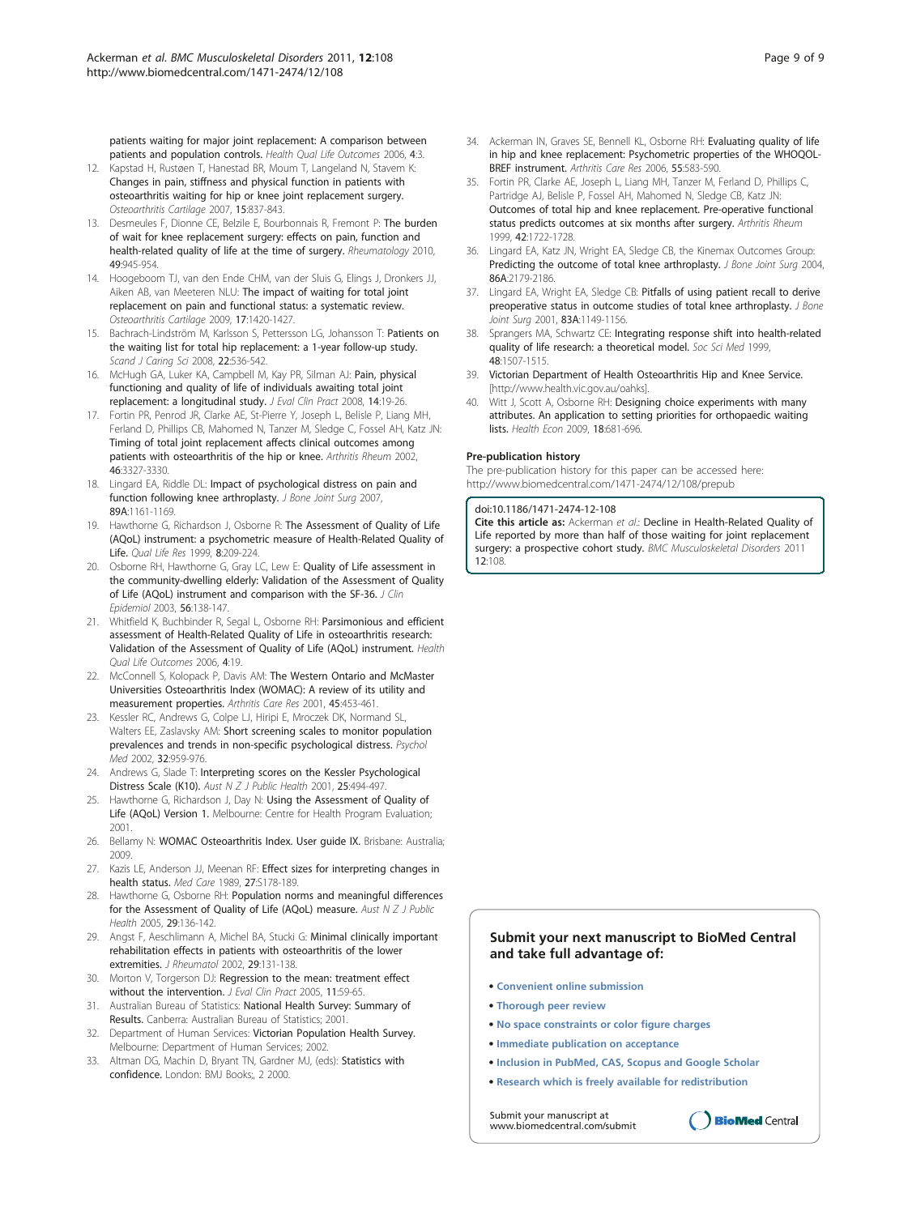patients waiting for major joint replacement: A comparison between patients and population controls. *Health Qual Life Outcomes* 2006, **4**:3.

12. Kapstad H, Rustøen T, Hanestad BR, Moum T, Langeland N, Stavem K: **Changes in pain, stiffness and physical function in patients with osteoarthritis waiting for hip or knee joint replacement surgery.** *Osteoarthritis Cartilage* 2007, **15**:837-843.
13. Desmeules F, Dionne CE, Belzile E, Bourbonnais R, Fremont P: **The burden of wait for knee replacement surgery: effects on pain, function and health-related quality of life at the time of surgery.** *Rheumatology* 2010, **49**:945-954.
14. Hoogeboom TJ, van den Ende CHM, van der Sluis G, Elings J, Dronkers JJ, Aiken AB, van Meeteren NLU: **The impact of waiting for total joint replacement on pain and functional status: a systematic review.** *Osteoarthritis Cartilage* 2009, **17**:1420-1427.
15. Bachrach-Lindström M, Karlsson S, Pettersson LG, Johansson T: **Patients on the waiting list for total hip replacement: a 1-year follow-up study.** *Scand J Caring Sci* 2008, **22**:536-542.
16. McHugh GA, Luker KA, Campbell M, Kay PR, Silman AJ: **Pain, physical functioning and quality of life of individuals awaiting total joint replacement: a longitudinal study.** *J Eval Clin Pract* 2008, **14**:19-26.
17. Fortin PR, Penrod JR, Clarke AE, St-Pierre Y, Joseph L, Belisle P, Liang MH, Ferland D, Phillips CB, Mahomed N, Tanzer M, Sledge C, Fossel AH, Katz JN: **Timing of total joint replacement affects clinical outcomes among patients with osteoarthritis of the hip or knee.** *Arthritis Rheum* 2002, **46**:3327-3330.
18. Lingard EA, Riddle DL: **Impact of psychological distress on pain and function following knee arthroplasty.** *J Bone Joint Surg* 2007, **89A**:1161-1169.
19. Hawthorne G, Richardson J, Osborne R: **The Assessment of Quality of Life (AQoL) instrument: a psychometric measure of Health-Related Quality of Life.** *Qual Life Res* 1999, **8**:209-224.
20. Osborne RH, Hawthorne G, Gray LC, Lew E: **Quality of Life assessment in the community-dwelling elderly: Validation of the Assessment of Quality of Life (AQoL) instrument and comparison with the SF-36.** *J Clin Epidemiol* 2003, **56**:138-147.
21. Whitfield K, Buchbinder R, Segal L, Osborne RH: **Parsimonious and efficient assessment of Health-Related Quality of Life in osteoarthritis research: Validation of the Assessment of Quality of Life (AQoL) instrument.** *Health Qual Life Outcomes* 2006, **4**:19.
22. McConnell S, Kolopack P, Davis AM: **The Western Ontario and McMaster Universities Osteoarthritis Index (WOMAC): A review of its utility and measurement properties.** *Arthritis Care Res* 2001, **45**:453-461.
23. Kessler RC, Andrews G, Colpe LJ, Hiripi E, Mroczek DK, Normand SL, Walters EE, Zaslavsky AM: **Short screening scales to monitor population prevalences and trends in non-specific psychological distress.** *Psychol Med* 2002, **32**:959-976.
24. Andrews G, Slade T: **Interpreting scores on the Kessler Psychological Distress Scale (K10).** *Aust N Z J Public Health* 2001, **25**:494-497.
25. Hawthorne G, Richardson J, Day N: **Using the Assessment of Quality of Life (AQoL) Version 1.** Melbourne: Centre for Health Program Evaluation; 2001.
26. Bellamy N: **WOMAC Osteoarthritis Index. User guide IX.** Brisbane: Australia; 2009.
27. Kazis LE, Anderson JJ, Meenan RF: **Effect sizes for interpreting changes in health status.** *Med Care* 1989, **27**:S178-189.
28. Hawthorne G, Osborne RH: **Population norms and meaningful differences for the Assessment of Quality of Life (AQoL) measure.** *Aust N Z J Public Health* 2005, **29**:136-142.
29. Angst F, Aeschlimann A, Michel BA, Stucki G: **Minimal clinically important rehabilitation effects in patients with osteoarthritis of the lower extremities.** *J Rheumatol* 2002, **29**:131-138.
30. Morton V, Torgerson DJ: **Regression to the mean: treatment effect without the intervention.** *J Eval Clin Pract* 2005, **11**:59-65.
31. Australian Bureau of Statistics: **National Health Survey: Summary of Results.** Canberra: Australian Bureau of Statistics; 2001.
32. Department of Human Services: **Victorian Population Health Survey.** Melbourne: Department of Human Services; 2002.
33. Altman DG, Machin D, Bryant TN, Gardner MJ, (eds): **Statistics with confidence.** London: BMJ Books;, 2 2000.
34. Ackerman IN, Graves SE, Bennell KL, Osborne RH: **Evaluating quality of life in hip and knee replacement: Psychometric properties of the WHOQOL-BREF instrument.** *Arthritis Care Res* 2006, **55**:583-590.
35. Fortin PR, Clarke AE, Joseph L, Liang MH, Tanzer M, Ferland D, Phillips C, Partridge AJ, Belisle P, Fossel AH, Mahomed N, Sledge CB, Katz JN: **Outcomes of total hip and knee replacement. Pre-operative functional status predicts outcomes at six months after surgery.** *Arthritis Rheum* 1999, **42**:1722-1728.
36. Lingard EA, Katz JN, Wright EA, Sledge CB, the Kinemax Outcomes Group: **Predicting the outcome of total knee arthroplasty.** *J Bone Joint Surg* 2004, **86A**:2179-2186.
37. Lingard EA, Wright EA, Sledge CB: **Pitfalls of using patient recall to derive preoperative status in outcome studies of total knee arthroplasty.** *J Bone Joint Surg* 2001, **83A**:1149-1156.
38. Sprangers MA, Schwartz CE: **Integrating response shift into health-related quality of life research: a theoretical model.** *Soc Sci Med* 1999, **48**:1507-1515.
39. Victorian Department of Health Osteoarthritis Hip and Knee Service. [http://www.health.vic.gov.au/oahks].
40. Witt J, Scott A, Osborne RH: **Designing choice experiments with many attributes. An application to setting priorities for orthopaedic waiting lists.** *Health Econ* 2009, **18**:681-696.

### Pre-publication history

The pre-publication history for this paper can be accessed here:
http://www.biomedcentral.com/1471-2474/12/108/prepub

doi:10.1186/1471-2474-12-108

**Cite this article as:** Ackerman *et al.*: Decline in Health-Related Quality of Life reported by more than half of those waiting for joint replacement surgery: a prospective cohort study. *BMC Musculoskeletal Disorders* 2011 **12**:108.

**Submit your next manuscript to BioMed Central and take full advantage of:**

- Convenient online submission
- Thorough peer review
- No space constraints or color figure charges
- Immediate publication on acceptance
- Inclusion in PubMed, CAS, Scopus and Google Scholar
- Research which is freely available for redistribution

Submit your manuscript at
www.biomedcentral.com/submit

BioMed Central